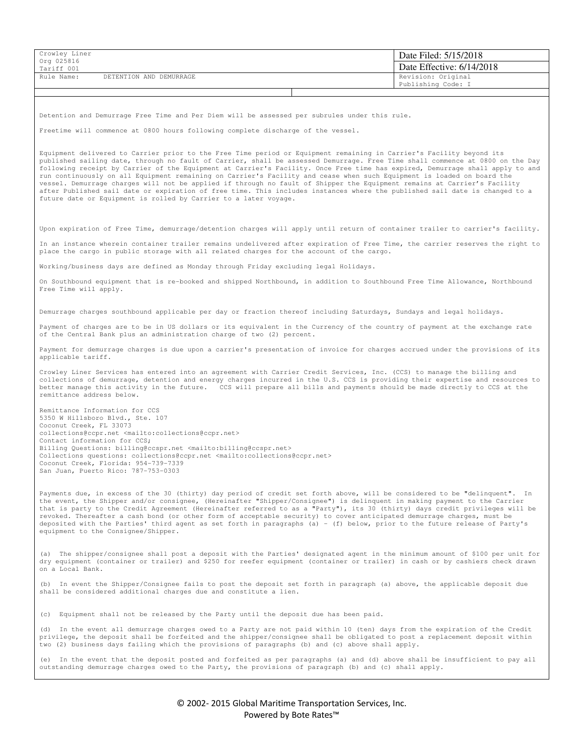| Crowley Liner<br>Org 025816<br>Tariff 001 | Date Filed: 5/15/2018<br>Date Effective: 6/14/2018 |
|---|---|
| Rule Name: DETENTION AND DEMURRAGE | Revision: Original<br>Publishing Code: I |

Detention and Demurrage Free Time and Per Diem will be assessed per subrules under this rule.

Freetime will commence at 0800 hours following complete discharge of the vessel.

Equipment delivered to Carrier prior to the Free Time period or Equipment remaining in Carrier's Facility beyond its published sailing date, through no fault of Carrier, shall be assessed Demurrage. Free Time shall commence at 0800 on the Day following receipt by Carrier of the Equipment at Carrier's Facility. Once Free time has expired, Demurrage shall apply to and run continuously on all Equipment remaining on Carrier's Facility and cease when such Equipment is loaded on board the vessel. Demurrage charges will not be applied if through no fault of Shipper the Equipment remains at Carrier's Facility after Published sail date or expiration of free time. This includes instances where the published sail date is changed to a future date or Equipment is rolled by Carrier to a later voyage.

Upon expiration of Free Time, demurrage/detention charges will apply until return of container trailer to carrier's facility.

In an instance wherein container trailer remains undelivered after expiration of Free Time, the carrier reserves the right to place the cargo in public storage with all related charges for the account of the cargo.

Working/business days are defined as Monday through Friday excluding legal Holidays.

On Southbound equipment that is re-booked and shipped Northbound, in addition to Southbound Free Time Allowance, Northbound Free Time will apply.

Demurrage charges southbound applicable per day or fraction thereof including Saturdays, Sundays and legal holidays.

Payment of charges are to be in US dollars or its equivalent in the Currency of the country of payment at the exchange rate of the Central Bank plus an administration charge of two (2) percent.

Payment for demurrage charges is due upon a carrier's presentation of invoice for charges accrued under the provisions of its applicable tariff.

Crowley Liner Services has entered into an agreement with Carrier Credit Services, Inc. (CCS) to manage the billing and collections of demurrage, detention and energy charges incurred in the U.S. CCS is providing their expertise and resources to better manage this activity in the future. CCS will prepare all bills and payments should be made directly to CCS at the remittance address below.

Remittance Information for CCS
5350 W Hillsboro Blvd., Ste. 107
Coconut Creek, FL 33073
collections@ccpr.net <mailto:collections@ccpr.net>
Contact information for CCS;
Billing Questions: billing@ccspr.net <mailto:billing@ccspr.net>
Collections questions: collections@ccpr.net <mailto:collections@ccpr.net>
Coconut Creek, Florida: 954-739-7339
San Juan, Puerto Rico: 787-753-0303

Payments due, in excess of the 30 (thirty) day period of credit set forth above, will be considered to be "delinquent". In the event, the Shipper and/or consignee, (Hereinafter "Shipper/Consignee") is delinquent in making payment to the Carrier that is party to the Credit Agreement (Hereinafter referred to as a "Party"), its 30 (thirty) days credit privileges will be revoked. Thereafter a cash bond (or other form of acceptable security) to cover anticipated demurrage charges, must be deposited with the Parties' third agent as set forth in paragraphs (a) - (f) below, prior to the future release of Party's equipment to the Consignee/Shipper.

(a) The shipper/consignee shall post a deposit with the Parties' designated agent in the minimum amount of $100 per unit for dry equipment (container or trailer) and $250 for reefer equipment (container or trailer) in cash or by cashiers check drawn on a Local Bank.

(b) In event the Shipper/Consignee fails to post the deposit set forth in paragraph (a) above, the applicable deposit due shall be considered additional charges due and constitute a lien.

(c) Equipment shall not be released by the Party until the deposit due has been paid.

(d) In the event all demurrage charges owed to a Party are not paid within 10 (ten) days from the expiration of the Credit privilege, the deposit shall be forfeited and the shipper/consignee shall be obligated to post a replacement deposit within two (2) business days failing which the provisions of paragraphs (b) and (c) above shall apply.

(e) In the event that the deposit posted and forfeited as per paragraphs (a) and (d) above shall be insufficient to pay all outstanding demurrage charges owed to the Party, the provisions of paragraph (b) and (c) shall apply.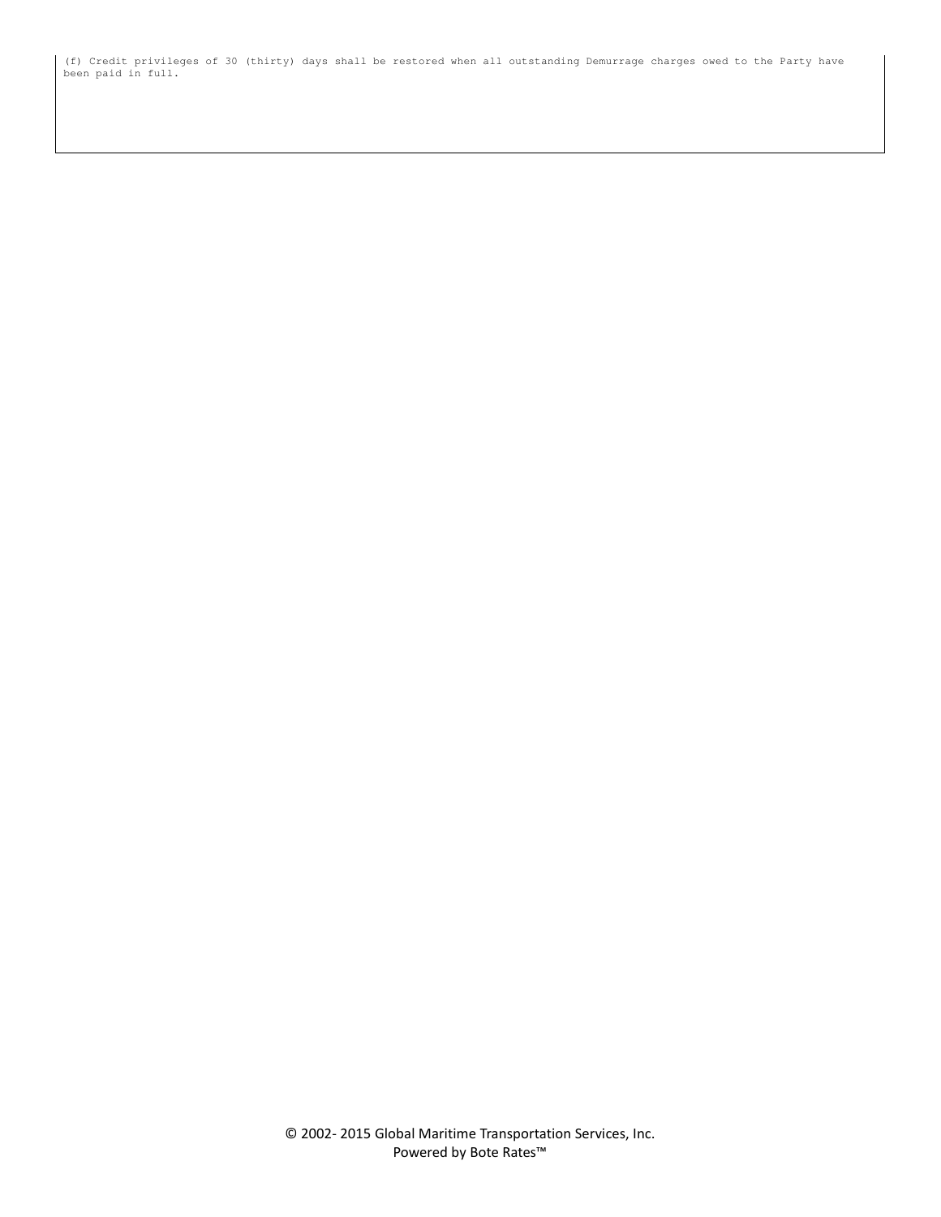(f) Credit privileges of 30 (thirty) days shall be restored when all outstanding Demurrage charges owed to the Party have been paid in full.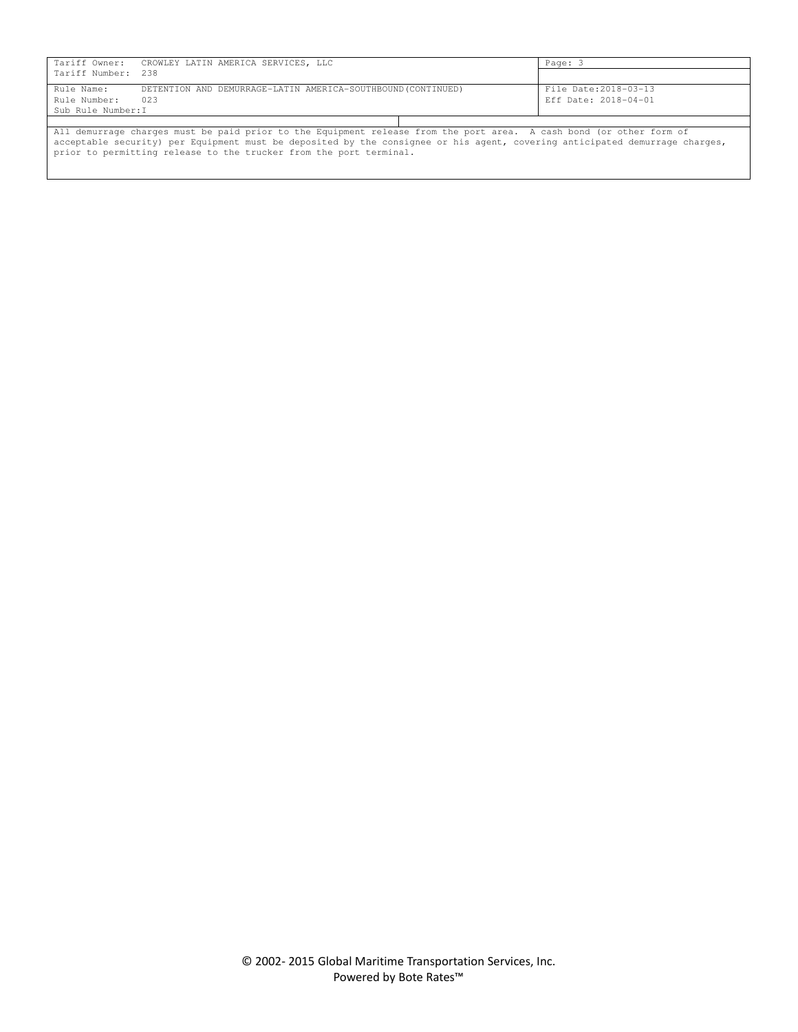| | |
|---|---|
| Tariff Owner: CROWLEY LATIN AMERICA SERVICES, LLC<br>Tariff Number: 238 | Page: 3 |
| Rule Name: DETENTION AND DEMURRAGE-LATIN AMERICA-SOUTHBOUND(CONTINUED)<br>Rule Number: 023<br>Sub Rule Number:I | File Date:2018-03-13<br>Eff Date: 2018-04-01 |

All demurrage charges must be paid prior to the Equipment release from the port area. A cash bond (or other form of acceptable security) per Equipment must be deposited by the consignee or his agent, covering anticipated demurrage charges, prior to permitting release to the trucker from the port terminal.

© 2002- 2015 Global Maritime Transportation Services, Inc.
Powered by Bote Rates™